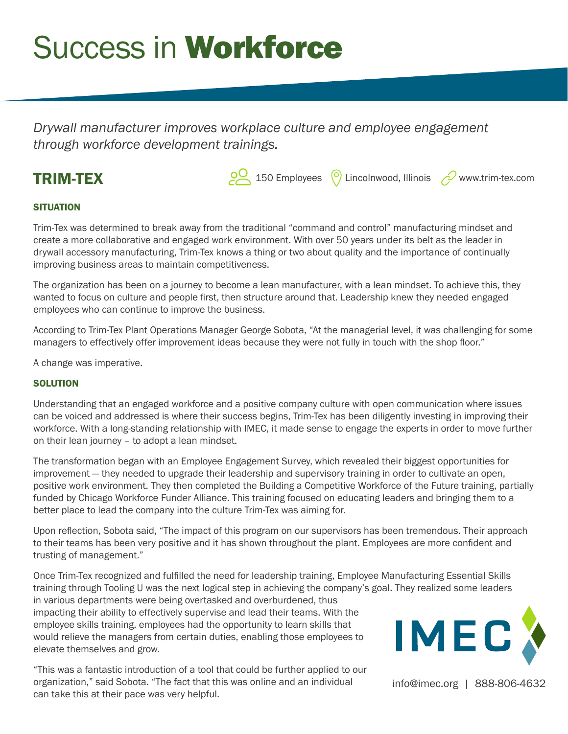# Success in **Workforce**

*Drywall manufacturer improves workplace culture and employee engagement through workforce development trainings.*

## TRIM-TEX

150 Employees | Lincolnwood, Illinois | www.trim-tex.com

### SITUATION

Trim-Tex was determined to break away from the traditional "command and control" manufacturing mindset and create a more collaborative and engaged work environment. With over 50 years under its belt as the leader in drywall accessory manufacturing, Trim-Tex knows a thing or two about quality and the importance of continually improving business areas to maintain competitiveness.

The organization has been on a journey to become a lean manufacturer, with a lean mindset. To achieve this, they wanted to focus on culture and people first, then structure around that. Leadership knew they needed engaged employees who can continue to improve the business.

According to Trim-Tex Plant Operations Manager George Sobota, "At the managerial level, it was challenging for some managers to effectively offer improvement ideas because they were not fully in touch with the shop floor."

A change was imperative.

### SOLUTION

Understanding that an engaged workforce and a positive company culture with open communication where issues can be voiced and addressed is where their success begins, Trim-Tex has been diligently investing in improving their workforce. With a long-standing relationship with IMEC, it made sense to engage the experts in order to move further on their lean journey – to adopt a lean mindset.

The transformation began with an Employee Engagement Survey, which revealed their biggest opportunities for improvement — they needed to upgrade their leadership and supervisory training in order to cultivate an open, positive work environment. They then completed the Building a Competitive Workforce of the Future training, partially funded by Chicago Workforce Funder Alliance. This training focused on educating leaders and bringing them to a better place to lead the company into the culture Trim-Tex was aiming for.

Upon reflection, Sobota said, "The impact of this program on our supervisors has been tremendous. Their approach to their teams has been very positive and it has shown throughout the plant. Employees are more confident and trusting of management."

Once Trim-Tex recognized and fulfilled the need for leadership training, Employee Manufacturing Essential Skills training through Tooling U was the next logical step in achieving the company's goal. They realized some leaders in various departments were being overtasked and overburdened, thus impacting their ability to effectively supervise and lead their teams. With the employee skills training, employees had the opportunity to learn skills that would relieve the managers from certain duties, enabling those employees to elevate themselves and grow.

"This was a fantastic introduction of a tool that could be further applied to our organization," said Sobota. "The fact that this was online and an individual can take this at their pace was very helpful.

IMEC

info@imec.org | 888-806-4632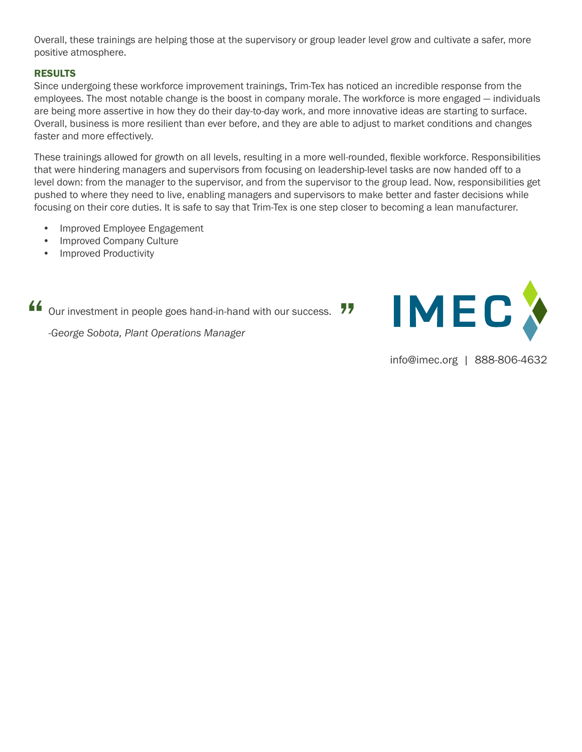Overall, these trainings are helping those at the supervisory or group leader level grow and cultivate a safer, more positive atmosphere.

## RESULTS

Since undergoing these workforce improvement trainings, Trim-Tex has noticed an incredible response from the employees. The most notable change is the boost in company morale. The workforce is more engaged — individuals are being more assertive in how they do their day-to-day work, and more innovative ideas are starting to surface. Overall, business is more resilient than ever before, and they are able to adjust to market conditions and changes faster and more effectively.

These trainings allowed for growth on all levels, resulting in a more well-rounded, flexible workforce. Responsibilities that were hindering managers and supervisors from focusing on leadership-level tasks are now handed off to a level down: from the manager to the supervisor, and from the supervisor to the group lead. Now, responsibilities get pushed to where they need to live, enabling managers and supervisors to make better and faster decisions while focusing on their core duties. It is safe to say that Trim-Tex is one step closer to becoming a lean manufacturer.

- Improved Employee Engagement
- Improved Company Culture
- Improved Productivity

> "Our investment in people goes hand-in-hand with our success."
>
> *-George Sobota, Plant Operations Manager*

IMEC

info@imec.org | 888-806-4632